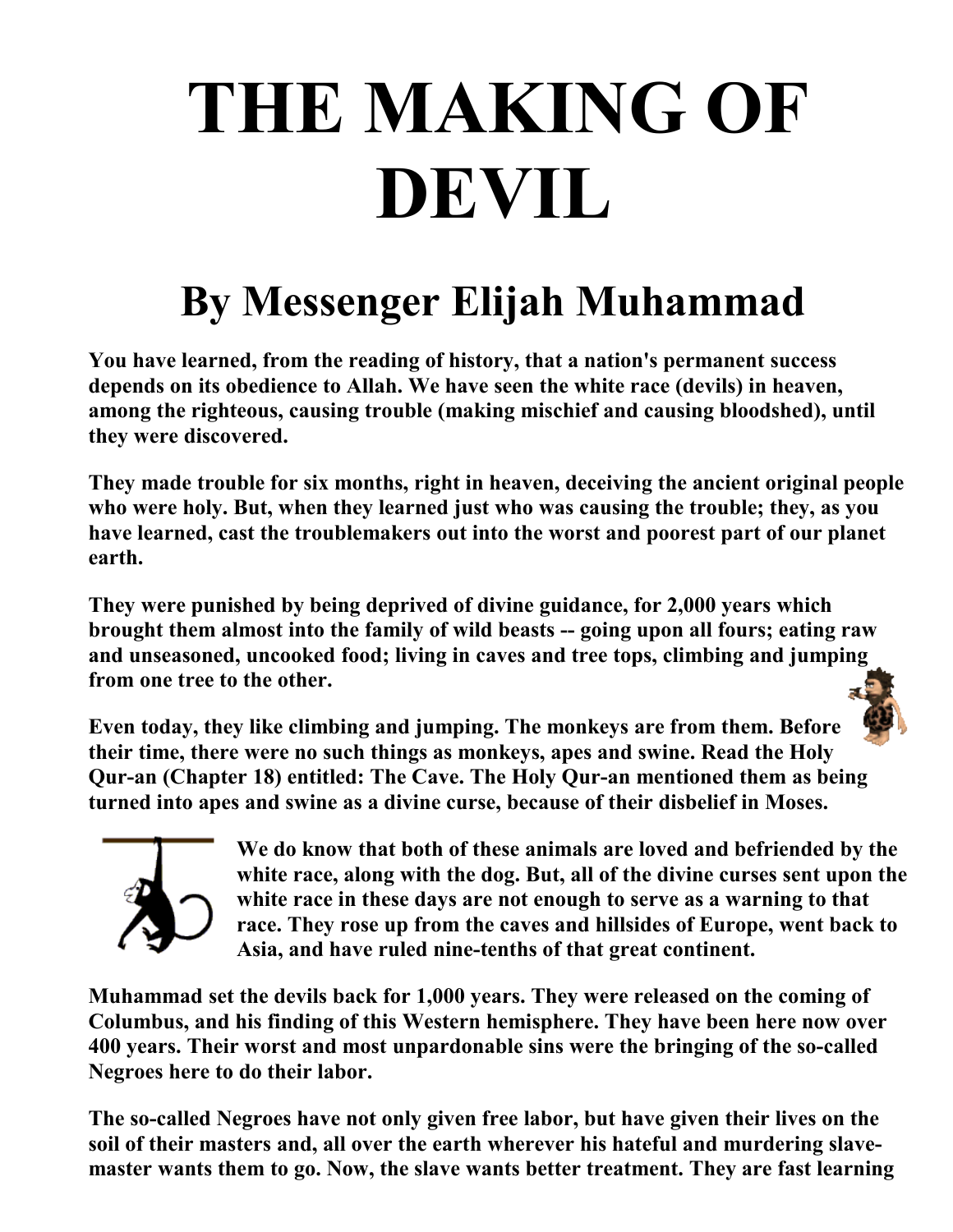# THE MAKING OF DEVIL

## By Messenger Elijah Muhammad

**You have learned, from the reading of history, that a nation's permanent success depends on its obedience to Allah. We have seen the white race (devils) in heaven, among the righteous, causing trouble (making mischief and causing bloodshed), until they were discovered.**

**They made trouble for six months, right in heaven, deceiving the ancient original people who were holy. But, when they learned just who was causing the trouble; they, as you have learned, cast the troublemakers out into the worst and poorest part of our planet earth.**

**They were punished by being deprived of divine guidance, for 2,000 years which brought them almost into the family of wild beasts -- going upon all fours; eating raw and unseasoned, uncooked food; living in caves and tree tops, climbing and jumping from one tree to the other.**

**Even today, they like climbing and jumping. The monkeys are from them. Before their time, there were no such things as monkeys, apes and swine. Read the Holy Qur-an (Chapter 18) entitled: The Cave. The Holy Qur-an mentioned them as being turned into apes and swine as a divine curse, because of their disbelief in Moses.**

**We do know that both of these animals are loved and befriended by the white race, along with the dog. But, all of the divine curses sent upon the white race in these days are not enough to serve as a warning to that race. They rose up from the caves and hillsides of Europe, went back to Asia, and have ruled nine-tenths of that great continent.**

**Muhammad set the devils back for 1,000 years. They were released on the coming of Columbus, and his finding of this Western hemisphere. They have been here now over 400 years. Their worst and most unpardonable sins were the bringing of the so-called Negroes here to do their labor.**

**The so-called Negroes have not only given free labor, but have given their lives on the soil of their masters and, all over the earth wherever his hateful and murdering slave-master wants them to go. Now, the slave wants better treatment. They are fast learning**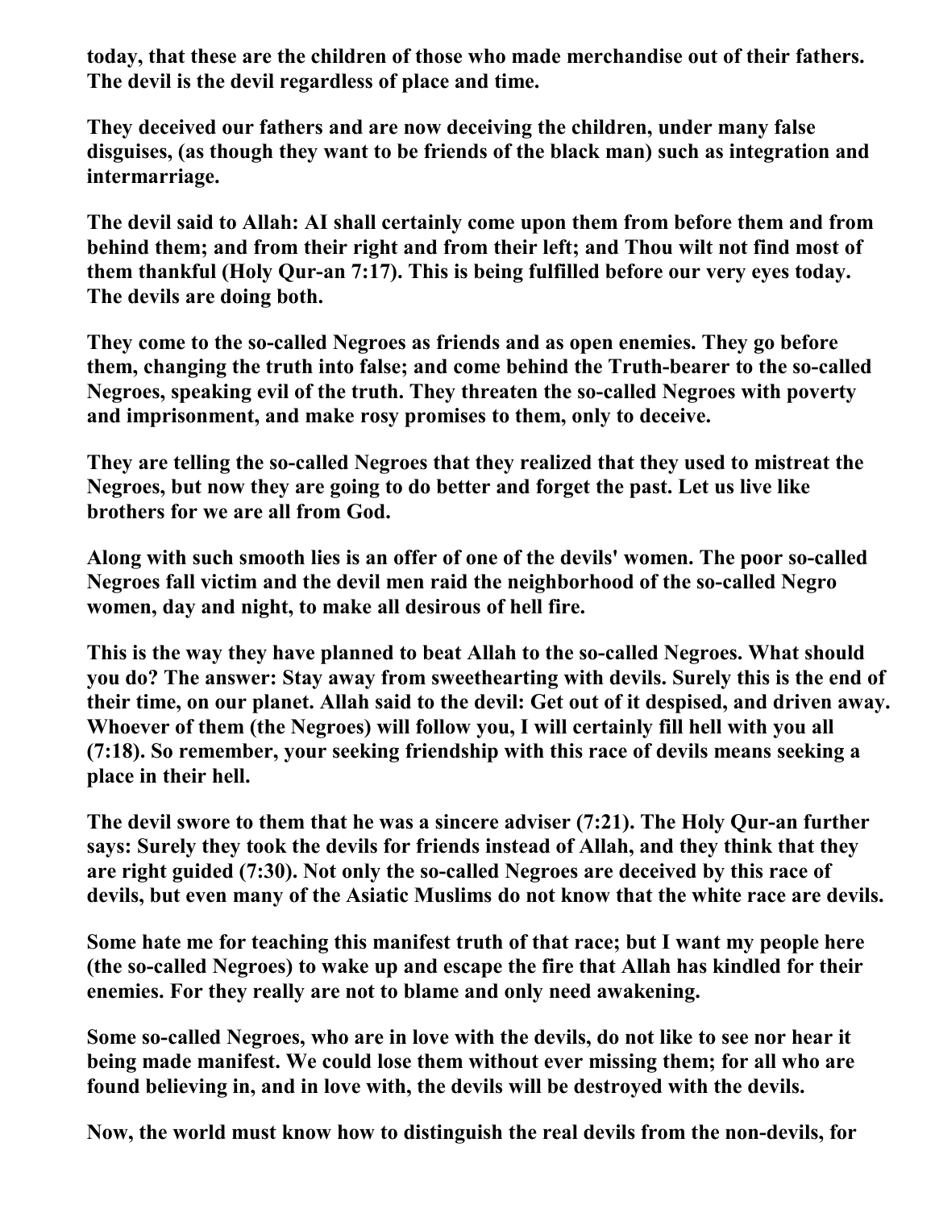**today, that these are the children of those who made merchandise out of their fathers. The devil is the devil regardless of place and time.**

**They deceived our fathers and are now deceiving the children, under many false disguises, (as though they want to be friends of the black man) such as integration and intermarriage.**

**The devil said to Allah: AI shall certainly come upon them from before them and from behind them; and from their right and from their left; and Thou wilt not find most of them thankful (Holy Qur-an 7:17). This is being fulfilled before our very eyes today. The devils are doing both.**

**They come to the so-called Negroes as friends and as open enemies. They go before them, changing the truth into false; and come behind the Truth-bearer to the so-called Negroes, speaking evil of the truth. They threaten the so-called Negroes with poverty and imprisonment, and make rosy promises to them, only to deceive.**

**They are telling the so-called Negroes that they realized that they used to mistreat the Negroes, but now they are going to do better and forget the past. Let us live like brothers for we are all from God.**

**Along with such smooth lies is an offer of one of the devils' women. The poor so-called Negroes fall victim and the devil men raid the neighborhood of the so-called Negro women, day and night, to make all desirous of hell fire.**

**This is the way they have planned to beat Allah to the so-called Negroes. What should you do? The answer: Stay away from sweethearting with devils. Surely this is the end of their time, on our planet. Allah said to the devil: Get out of it despised, and driven away. Whoever of them (the Negroes) will follow you, I will certainly fill hell with you all (7:18). So remember, your seeking friendship with this race of devils means seeking a place in their hell.**

**The devil swore to them that he was a sincere adviser (7:21). The Holy Qur-an further says: Surely they took the devils for friends instead of Allah, and they think that they are right guided (7:30). Not only the so-called Negroes are deceived by this race of devils, but even many of the Asiatic Muslims do not know that the white race are devils.**

**Some hate me for teaching this manifest truth of that race; but I want my people here (the so-called Negroes) to wake up and escape the fire that Allah has kindled for their enemies. For they really are not to blame and only need awakening.**

**Some so-called Negroes, who are in love with the devils, do not like to see nor hear it being made manifest. We could lose them without ever missing them; for all who are found believing in, and in love with, the devils will be destroyed with the devils.**

**Now, the world must know how to distinguish the real devils from the non-devils, for**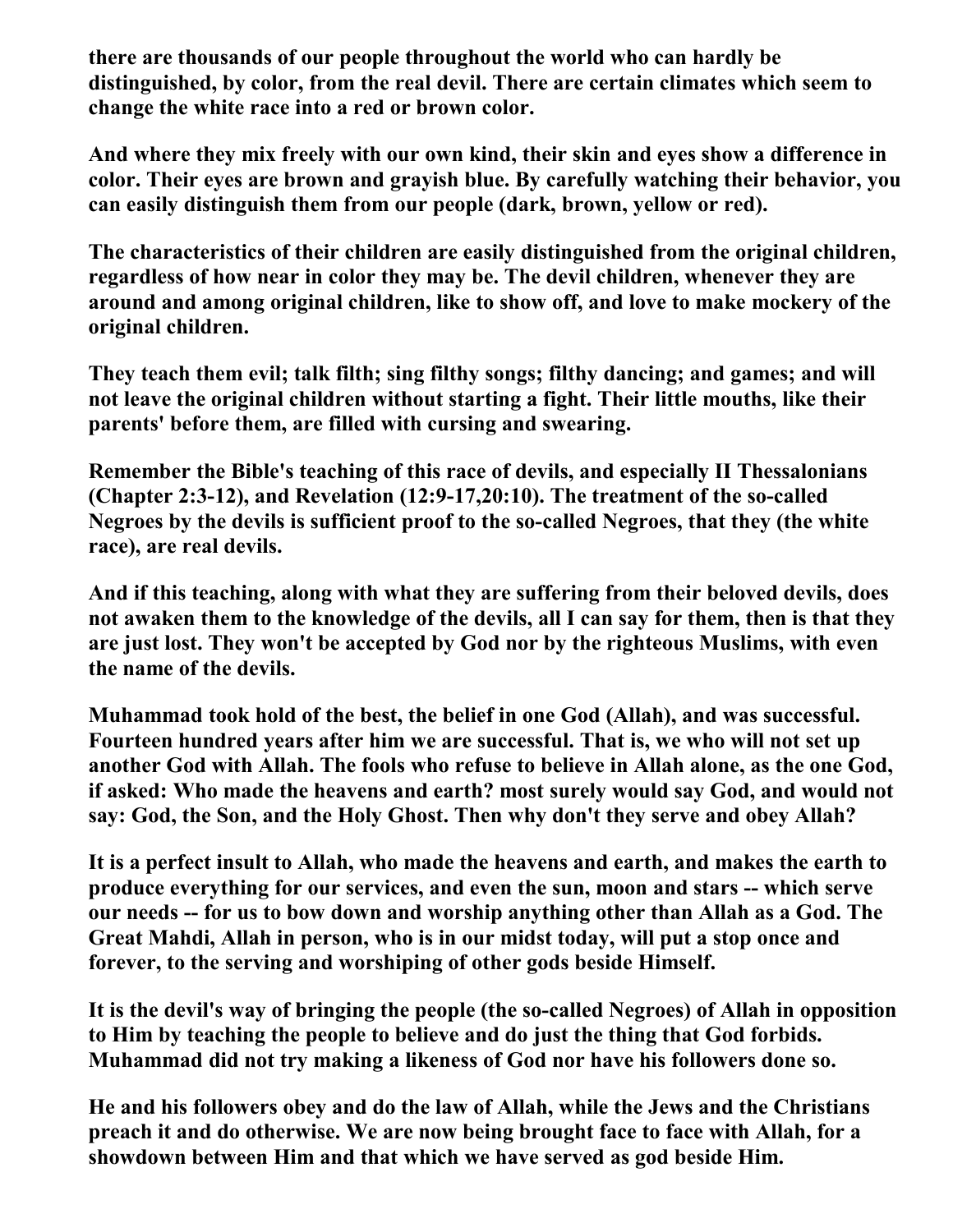**there are thousands of our people throughout the world who can hardly be distinguished, by color, from the real devil. There are certain climates which seem to change the white race into a red or brown color.**

**And where they mix freely with our own kind, their skin and eyes show a difference in color. Their eyes are brown and grayish blue. By carefully watching their behavior, you can easily distinguish them from our people (dark, brown, yellow or red).**

**The characteristics of their children are easily distinguished from the original children, regardless of how near in color they may be. The devil children, whenever they are around and among original children, like to show off, and love to make mockery of the original children.**

**They teach them evil; talk filth; sing filthy songs; filthy dancing; and games; and will not leave the original children without starting a fight. Their little mouths, like their parents' before them, are filled with cursing and swearing.**

**Remember the Bible's teaching of this race of devils, and especially II Thessalonians (Chapter 2:3-12), and Revelation (12:9-17,20:10). The treatment of the so-called Negroes by the devils is sufficient proof to the so-called Negroes, that they (the white race), are real devils.**

**And if this teaching, along with what they are suffering from their beloved devils, does not awaken them to the knowledge of the devils, all I can say for them, then is that they are just lost. They won't be accepted by God nor by the righteous Muslims, with even the name of the devils.**

**Muhammad took hold of the best, the belief in one God (Allah), and was successful. Fourteen hundred years after him we are successful. That is, we who will not set up another God with Allah. The fools who refuse to believe in Allah alone, as the one God, if asked: Who made the heavens and earth? most surely would say God, and would not say: God, the Son, and the Holy Ghost. Then why don't they serve and obey Allah?**

**It is a perfect insult to Allah, who made the heavens and earth, and makes the earth to produce everything for our services, and even the sun, moon and stars -- which serve our needs -- for us to bow down and worship anything other than Allah as a God. The Great Mahdi, Allah in person, who is in our midst today, will put a stop once and forever, to the serving and worshiping of other gods beside Himself.**

**It is the devil's way of bringing the people (the so-called Negroes) of Allah in opposition to Him by teaching the people to believe and do just the thing that God forbids. Muhammad did not try making a likeness of God nor have his followers done so.**

**He and his followers obey and do the law of Allah, while the Jews and the Christians preach it and do otherwise. We are now being brought face to face with Allah, for a showdown between Him and that which we have served as god beside Him.**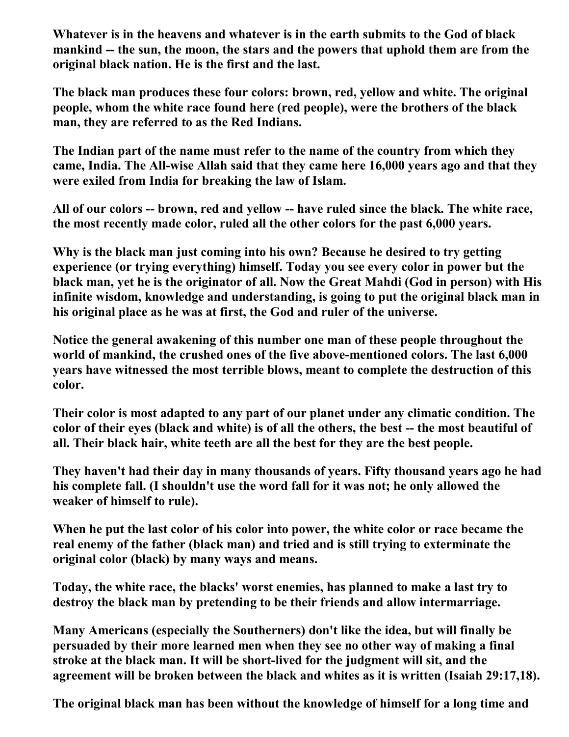**Whatever is in the heavens and whatever is in the earth submits to the God of black mankind -- the sun, the moon, the stars and the powers that uphold them are from the original black nation. He is the first and the last.**

**The black man produces these four colors: brown, red, yellow and white. The original people, whom the white race found here (red people), were the brothers of the black man, they are referred to as the Red Indians.**

**The Indian part of the name must refer to the name of the country from which they came, India. The All-wise Allah said that they came here 16,000 years ago and that they were exiled from India for breaking the law of Islam.**

**All of our colors -- brown, red and yellow -- have ruled since the black. The white race, the most recently made color, ruled all the other colors for the past 6,000 years.**

**Why is the black man just coming into his own? Because he desired to try getting experience (or trying everything) himself. Today you see every color in power but the black man, yet he is the originator of all. Now the Great Mahdi (God in person) with His infinite wisdom, knowledge and understanding, is going to put the original black man in his original place as he was at first, the God and ruler of the universe.**

**Notice the general awakening of this number one man of these people throughout the world of mankind, the crushed ones of the five above-mentioned colors. The last 6,000 years have witnessed the most terrible blows, meant to complete the destruction of this color.**

**Their color is most adapted to any part of our planet under any climatic condition. The color of their eyes (black and white) is of all the others, the best -- the most beautiful of all. Their black hair, white teeth are all the best for they are the best people.**

**They haven't had their day in many thousands of years. Fifty thousand years ago he had his complete fall. (I shouldn't use the word fall for it was not; he only allowed the weaker of himself to rule).**

**When he put the last color of his color into power, the white color or race became the real enemy of the father (black man) and tried and is still trying to exterminate the original color (black) by many ways and means.**

**Today, the white race, the blacks' worst enemies, has planned to make a last try to destroy the black man by pretending to be their friends and allow intermarriage.**

**Many Americans (especially the Southerners) don't like the idea, but will finally be persuaded by their more learned men when they see no other way of making a final stroke at the black man. It will be short-lived for the judgment will sit, and the agreement will be broken between the black and whites as it is written (Isaiah 29:17,18).**

**The original black man has been without the knowledge of himself for a long time and**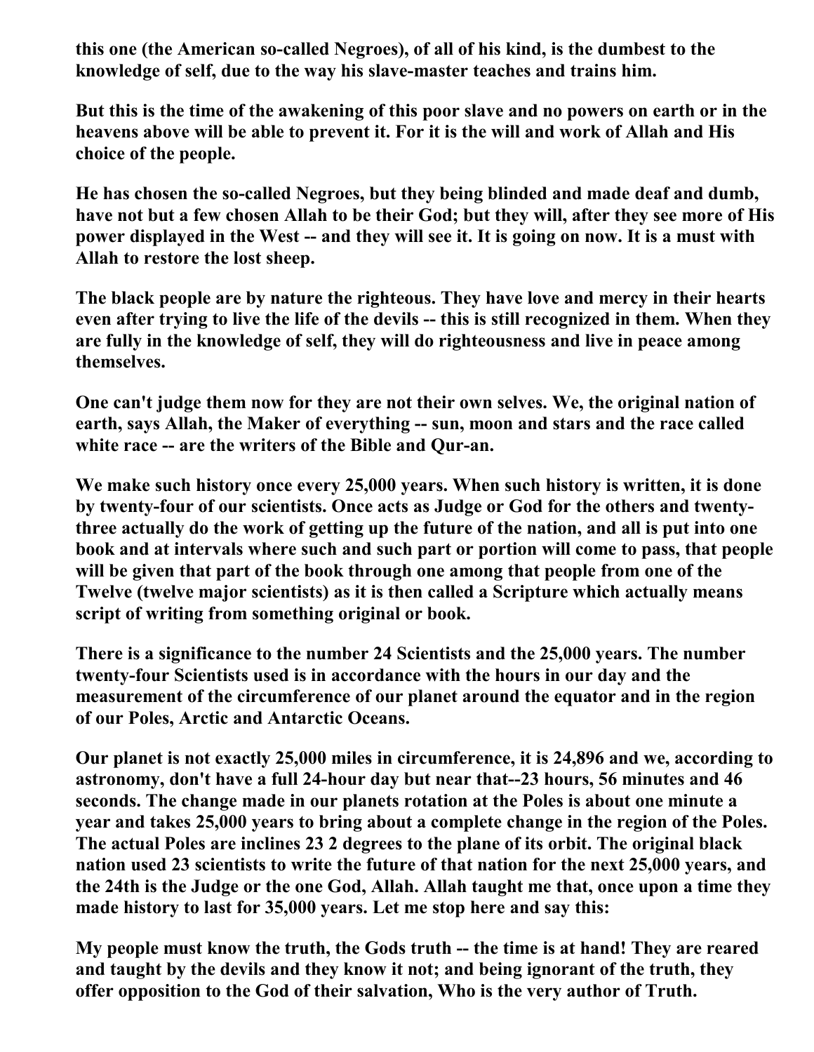**this one (the American so-called Negroes), of all of his kind, is the dumbest to the knowledge of self, due to the way his slave-master teaches and trains him.**

**But this is the time of the awakening of this poor slave and no powers on earth or in the heavens above will be able to prevent it. For it is the will and work of Allah and His choice of the people.**

**He has chosen the so-called Negroes, but they being blinded and made deaf and dumb, have not but a few chosen Allah to be their God; but they will, after they see more of His power displayed in the West -- and they will see it. It is going on now. It is a must with Allah to restore the lost sheep.**

**The black people are by nature the righteous. They have love and mercy in their hearts even after trying to live the life of the devils -- this is still recognized in them. When they are fully in the knowledge of self, they will do righteousness and live in peace among themselves.**

**One can't judge them now for they are not their own selves. We, the original nation of earth, says Allah, the Maker of everything -- sun, moon and stars and the race called white race -- are the writers of the Bible and Qur-an.**

**We make such history once every 25,000 years. When such history is written, it is done by twenty-four of our scientists. Once acts as Judge or God for the others and twenty-three actually do the work of getting up the future of the nation, and all is put into one book and at intervals where such and such part or portion will come to pass, that people will be given that part of the book through one among that people from one of the Twelve (twelve major scientists) as it is then called a Scripture which actually means script of writing from something original or book.**

**There is a significance to the number 24 Scientists and the 25,000 years. The number twenty-four Scientists used is in accordance with the hours in our day and the measurement of the circumference of our planet around the equator and in the region of our Poles, Arctic and Antarctic Oceans.**

**Our planet is not exactly 25,000 miles in circumference, it is 24,896 and we, according to astronomy, don't have a full 24-hour day but near that--23 hours, 56 minutes and 46 seconds. The change made in our planets rotation at the Poles is about one minute a year and takes 25,000 years to bring about a complete change in the region of the Poles. The actual Poles are inclines 23 2 degrees to the plane of its orbit. The original black nation used 23 scientists to write the future of that nation for the next 25,000 years, and the 24th is the Judge or the one God, Allah. Allah taught me that, once upon a time they made history to last for 35,000 years. Let me stop here and say this:**

**My people must know the truth, the Gods truth -- the time is at hand! They are reared and taught by the devils and they know it not; and being ignorant of the truth, they offer opposition to the God of their salvation, Who is the very author of Truth.**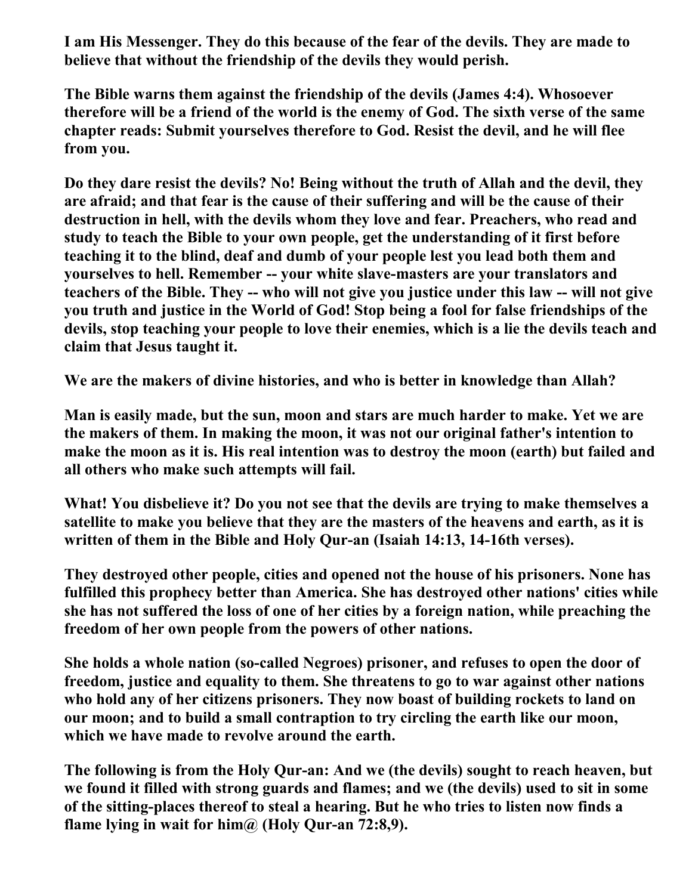**I am His Messenger. They do this because of the fear of the devils. They are made to believe that without the friendship of the devils they would perish.**

**The Bible warns them against the friendship of the devils (James 4:4). Whosoever therefore will be a friend of the world is the enemy of God. The sixth verse of the same chapter reads: Submit yourselves therefore to God. Resist the devil, and he will flee from you.**

**Do they dare resist the devils? No! Being without the truth of Allah and the devil, they are afraid; and that fear is the cause of their suffering and will be the cause of their destruction in hell, with the devils whom they love and fear. Preachers, who read and study to teach the Bible to your own people, get the understanding of it first before teaching it to the blind, deaf and dumb of your people lest you lead both them and yourselves to hell. Remember -- your white slave-masters are your translators and teachers of the Bible. They -- who will not give you justice under this law -- will not give you truth and justice in the World of God! Stop being a fool for false friendships of the devils, stop teaching your people to love their enemies, which is a lie the devils teach and claim that Jesus taught it.**

**We are the makers of divine histories, and who is better in knowledge than Allah?**

**Man is easily made, but the sun, moon and stars are much harder to make. Yet we are the makers of them. In making the moon, it was not our original father's intention to make the moon as it is. His real intention was to destroy the moon (earth) but failed and all others who make such attempts will fail.**

**What! You disbelieve it? Do you not see that the devils are trying to make themselves a satellite to make you believe that they are the masters of the heavens and earth, as it is written of them in the Bible and Holy Qur-an (Isaiah 14:13, 14-16th verses).**

**They destroyed other people, cities and opened not the house of his prisoners. None has fulfilled this prophecy better than America. She has destroyed other nations' cities while she has not suffered the loss of one of her cities by a foreign nation, while preaching the freedom of her own people from the powers of other nations.**

**She holds a whole nation (so-called Negroes) prisoner, and refuses to open the door of freedom, justice and equality to them. She threatens to go to war against other nations who hold any of her citizens prisoners. They now boast of building rockets to land on our moon; and to build a small contraption to try circling the earth like our moon, which we have made to revolve around the earth.**

**The following is from the Holy Qur-an: And we (the devils) sought to reach heaven, but we found it filled with strong guards and flames; and we (the devils) used to sit in some of the sitting-places thereof to steal a hearing. But he who tries to listen now finds a flame lying in wait for him@ (Holy Qur-an 72:8,9).**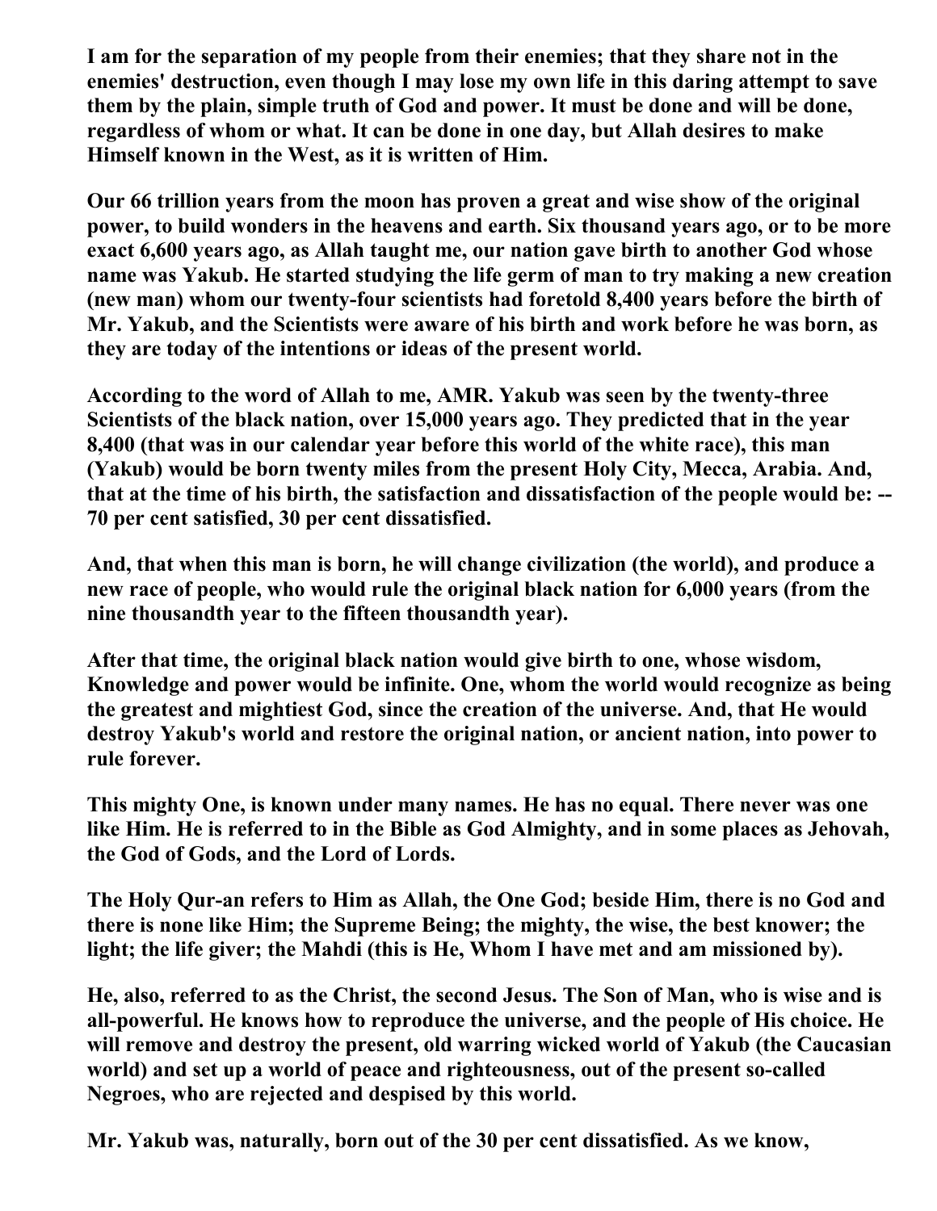**I am for the separation of my people from their enemies; that they share not in the enemies' destruction, even though I may lose my own life in this daring attempt to save them by the plain, simple truth of God and power. It must be done and will be done, regardless of whom or what. It can be done in one day, but Allah desires to make Himself known in the West, as it is written of Him.**

**Our 66 trillion years from the moon has proven a great and wise show of the original power, to build wonders in the heavens and earth. Six thousand years ago, or to be more exact 6,600 years ago, as Allah taught me, our nation gave birth to another God whose name was Yakub. He started studying the life germ of man to try making a new creation (new man) whom our twenty-four scientists had foretold 8,400 years before the birth of Mr. Yakub, and the Scientists were aware of his birth and work before he was born, as they are today of the intentions or ideas of the present world.**

**According to the word of Allah to me, AMR. Yakub was seen by the twenty-three Scientists of the black nation, over 15,000 years ago. They predicted that in the year 8,400 (that was in our calendar year before this world of the white race), this man (Yakub) would be born twenty miles from the present Holy City, Mecca, Arabia. And, that at the time of his birth, the satisfaction and dissatisfaction of the people would be: -- 70 per cent satisfied, 30 per cent dissatisfied.**

**And, that when this man is born, he will change civilization (the world), and produce a new race of people, who would rule the original black nation for 6,000 years (from the nine thousandth year to the fifteen thousandth year).**

**After that time, the original black nation would give birth to one, whose wisdom, Knowledge and power would be infinite. One, whom the world would recognize as being the greatest and mightiest God, since the creation of the universe. And, that He would destroy Yakub's world and restore the original nation, or ancient nation, into power to rule forever.**

**This mighty One, is known under many names. He has no equal. There never was one like Him. He is referred to in the Bible as God Almighty, and in some places as Jehovah, the God of Gods, and the Lord of Lords.**

**The Holy Qur-an refers to Him as Allah, the One God; beside Him, there is no God and there is none like Him; the Supreme Being; the mighty, the wise, the best knower; the light; the life giver; the Mahdi (this is He, Whom I have met and am missioned by).**

**He, also, referred to as the Christ, the second Jesus. The Son of Man, who is wise and is all-powerful. He knows how to reproduce the universe, and the people of His choice. He will remove and destroy the present, old warring wicked world of Yakub (the Caucasian world) and set up a world of peace and righteousness, out of the present so-called Negroes, who are rejected and despised by this world.**

**Mr. Yakub was, naturally, born out of the 30 per cent dissatisfied. As we know,**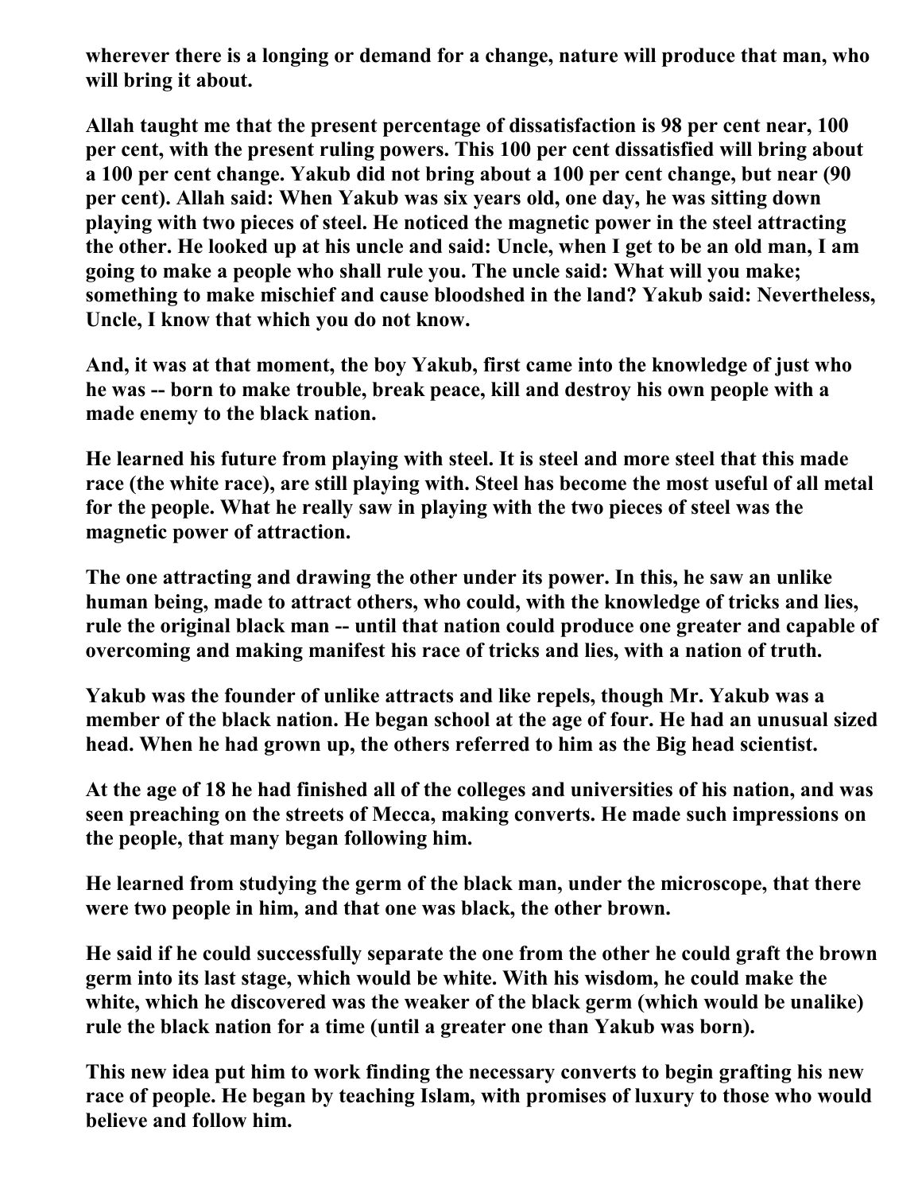**wherever there is a longing or demand for a change, nature will produce that man, who will bring it about.**

**Allah taught me that the present percentage of dissatisfaction is 98 per cent near, 100 per cent, with the present ruling powers. This 100 per cent dissatisfied will bring about a 100 per cent change. Yakub did not bring about a 100 per cent change, but near (90 per cent). Allah said: When Yakub was six years old, one day, he was sitting down playing with two pieces of steel. He noticed the magnetic power in the steel attracting the other. He looked up at his uncle and said: Uncle, when I get to be an old man, I am going to make a people who shall rule you. The uncle said: What will you make; something to make mischief and cause bloodshed in the land? Yakub said: Nevertheless, Uncle, I know that which you do not know.**

**And, it was at that moment, the boy Yakub, first came into the knowledge of just who he was -- born to make trouble, break peace, kill and destroy his own people with a made enemy to the black nation.**

**He learned his future from playing with steel. It is steel and more steel that this made race (the white race), are still playing with. Steel has become the most useful of all metal for the people. What he really saw in playing with the two pieces of steel was the magnetic power of attraction.**

**The one attracting and drawing the other under its power. In this, he saw an unlike human being, made to attract others, who could, with the knowledge of tricks and lies, rule the original black man -- until that nation could produce one greater and capable of overcoming and making manifest his race of tricks and lies, with a nation of truth.**

**Yakub was the founder of unlike attracts and like repels, though Mr. Yakub was a member of the black nation. He began school at the age of four. He had an unusual sized head. When he had grown up, the others referred to him as the Big head scientist.**

**At the age of 18 he had finished all of the colleges and universities of his nation, and was seen preaching on the streets of Mecca, making converts. He made such impressions on the people, that many began following him.**

**He learned from studying the germ of the black man, under the microscope, that there were two people in him, and that one was black, the other brown.**

**He said if he could successfully separate the one from the other he could graft the brown germ into its last stage, which would be white. With his wisdom, he could make the white, which he discovered was the weaker of the black germ (which would be unalike) rule the black nation for a time (until a greater one than Yakub was born).**

**This new idea put him to work finding the necessary converts to begin grafting his new race of people. He began by teaching Islam, with promises of luxury to those who would believe and follow him.**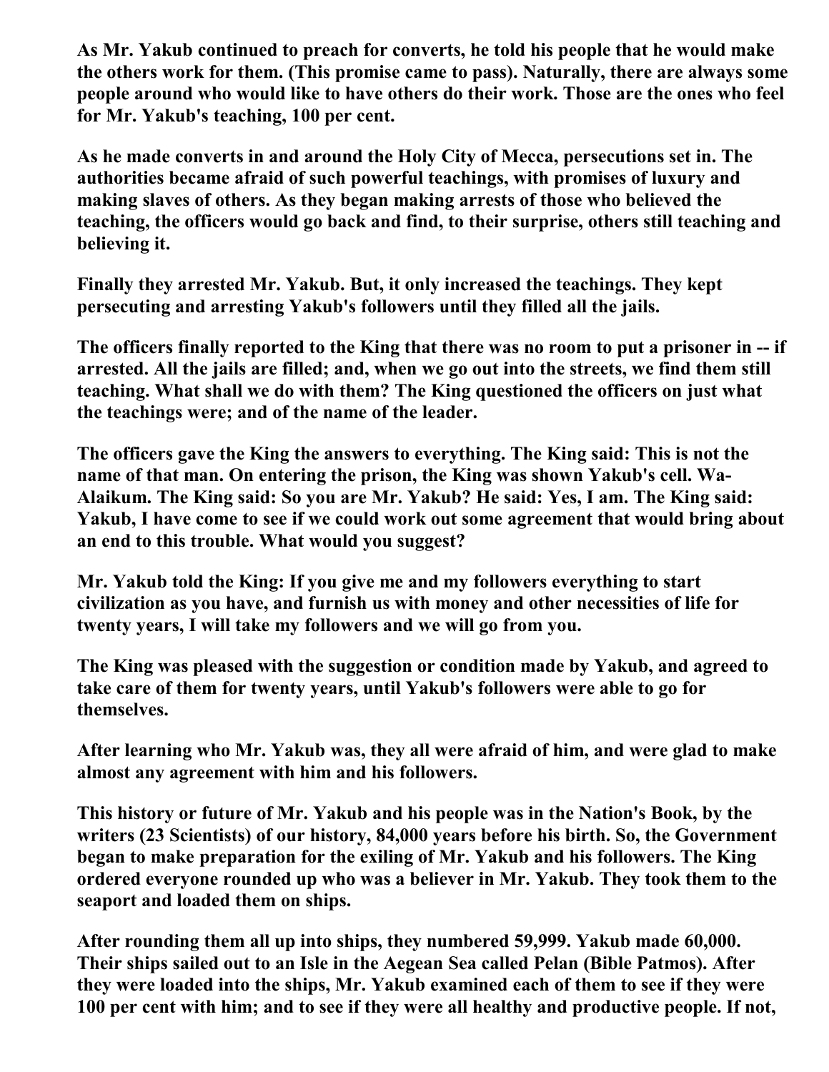**As Mr. Yakub continued to preach for converts, he told his people that he would make the others work for them. (This promise came to pass). Naturally, there are always some people around who would like to have others do their work. Those are the ones who feel for Mr. Yakub's teaching, 100 per cent.**

**As he made converts in and around the Holy City of Mecca, persecutions set in. The authorities became afraid of such powerful teachings, with promises of luxury and making slaves of others. As they began making arrests of those who believed the teaching, the officers would go back and find, to their surprise, others still teaching and believing it.**

**Finally they arrested Mr. Yakub. But, it only increased the teachings. They kept persecuting and arresting Yakub's followers until they filled all the jails.**

**The officers finally reported to the King that there was no room to put a prisoner in -- if arrested. All the jails are filled; and, when we go out into the streets, we find them still teaching. What shall we do with them? The King questioned the officers on just what the teachings were; and of the name of the leader.**

**The officers gave the King the answers to everything. The King said: This is not the name of that man. On entering the prison, the King was shown Yakub's cell. Wa-Alaikum. The King said: So you are Mr. Yakub? He said: Yes, I am. The King said: Yakub, I have come to see if we could work out some agreement that would bring about an end to this trouble. What would you suggest?**

**Mr. Yakub told the King: If you give me and my followers everything to start civilization as you have, and furnish us with money and other necessities of life for twenty years, I will take my followers and we will go from you.**

**The King was pleased with the suggestion or condition made by Yakub, and agreed to take care of them for twenty years, until Yakub's followers were able to go for themselves.**

**After learning who Mr. Yakub was, they all were afraid of him, and were glad to make almost any agreement with him and his followers.**

**This history or future of Mr. Yakub and his people was in the Nation's Book, by the writers (23 Scientists) of our history, 84,000 years before his birth. So, the Government began to make preparation for the exiling of Mr. Yakub and his followers. The King ordered everyone rounded up who was a believer in Mr. Yakub. They took them to the seaport and loaded them on ships.**

**After rounding them all up into ships, they numbered 59,999. Yakub made 60,000. Their ships sailed out to an Isle in the Aegean Sea called Pelan (Bible Patmos). After they were loaded into the ships, Mr. Yakub examined each of them to see if they were 100 per cent with him; and to see if they were all healthy and productive people. If not,**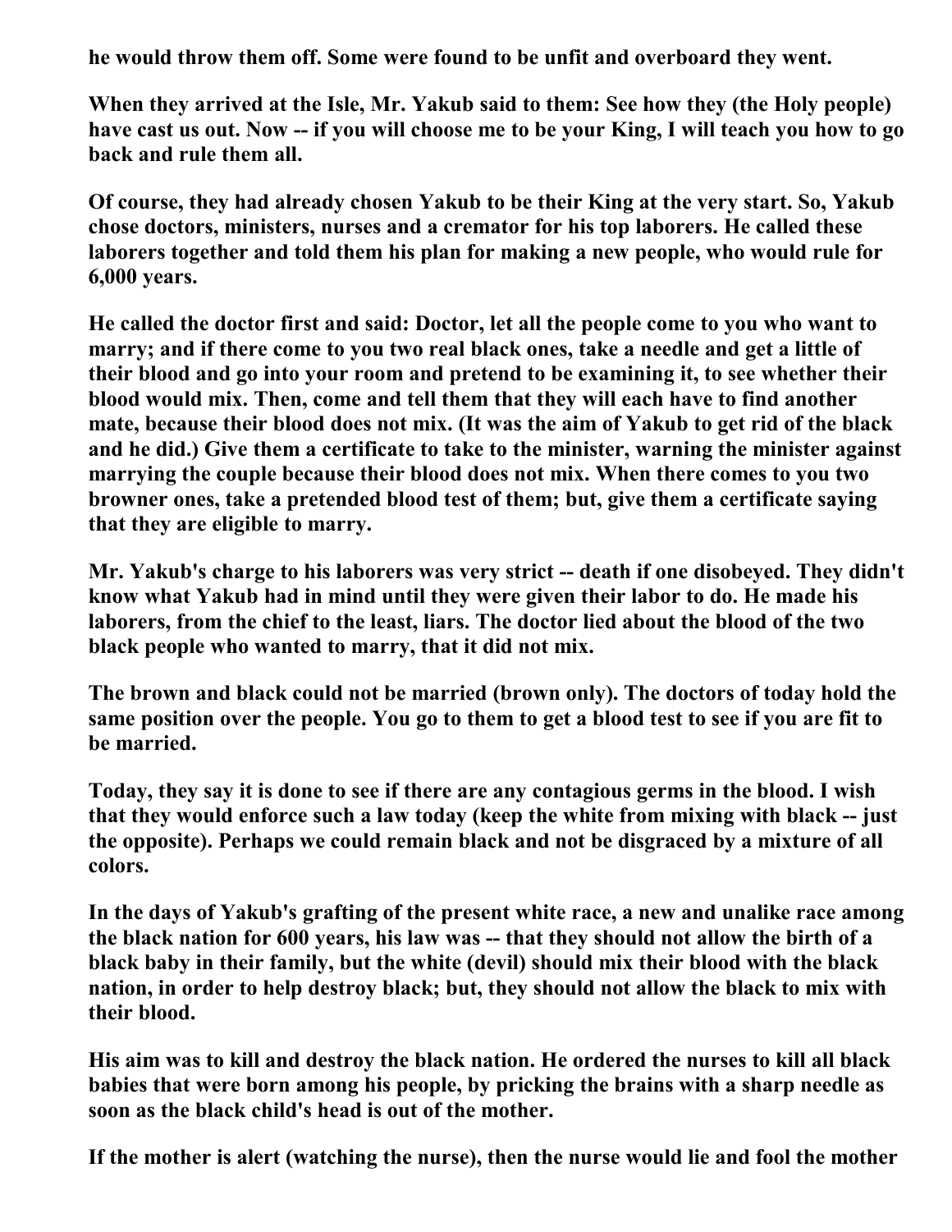**he would throw them off. Some were found to be unfit and overboard they went.**

**When they arrived at the Isle, Mr. Yakub said to them: See how they (the Holy people) have cast us out. Now -- if you will choose me to be your King, I will teach you how to go back and rule them all.**

**Of course, they had already chosen Yakub to be their King at the very start. So, Yakub chose doctors, ministers, nurses and a cremator for his top laborers. He called these laborers together and told them his plan for making a new people, who would rule for 6,000 years.**

**He called the doctor first and said: Doctor, let all the people come to you who want to marry; and if there come to you two real black ones, take a needle and get a little of their blood and go into your room and pretend to be examining it, to see whether their blood would mix. Then, come and tell them that they will each have to find another mate, because their blood does not mix. (It was the aim of Yakub to get rid of the black and he did.) Give them a certificate to take to the minister, warning the minister against marrying the couple because their blood does not mix. When there comes to you two browner ones, take a pretended blood test of them; but, give them a certificate saying that they are eligible to marry.**

**Mr. Yakub's charge to his laborers was very strict -- death if one disobeyed. They didn't know what Yakub had in mind until they were given their labor to do. He made his laborers, from the chief to the least, liars. The doctor lied about the blood of the two black people who wanted to marry, that it did not mix.**

**The brown and black could not be married (brown only). The doctors of today hold the same position over the people. You go to them to get a blood test to see if you are fit to be married.**

**Today, they say it is done to see if there are any contagious germs in the blood. I wish that they would enforce such a law today (keep the white from mixing with black -- just the opposite). Perhaps we could remain black and not be disgraced by a mixture of all colors.**

**In the days of Yakub's grafting of the present white race, a new and unalike race among the black nation for 600 years, his law was -- that they should not allow the birth of a black baby in their family, but the white (devil) should mix their blood with the black nation, in order to help destroy black; but, they should not allow the black to mix with their blood.**

**His aim was to kill and destroy the black nation. He ordered the nurses to kill all black babies that were born among his people, by pricking the brains with a sharp needle as soon as the black child's head is out of the mother.**

**If the mother is alert (watching the nurse), then the nurse would lie and fool the mother**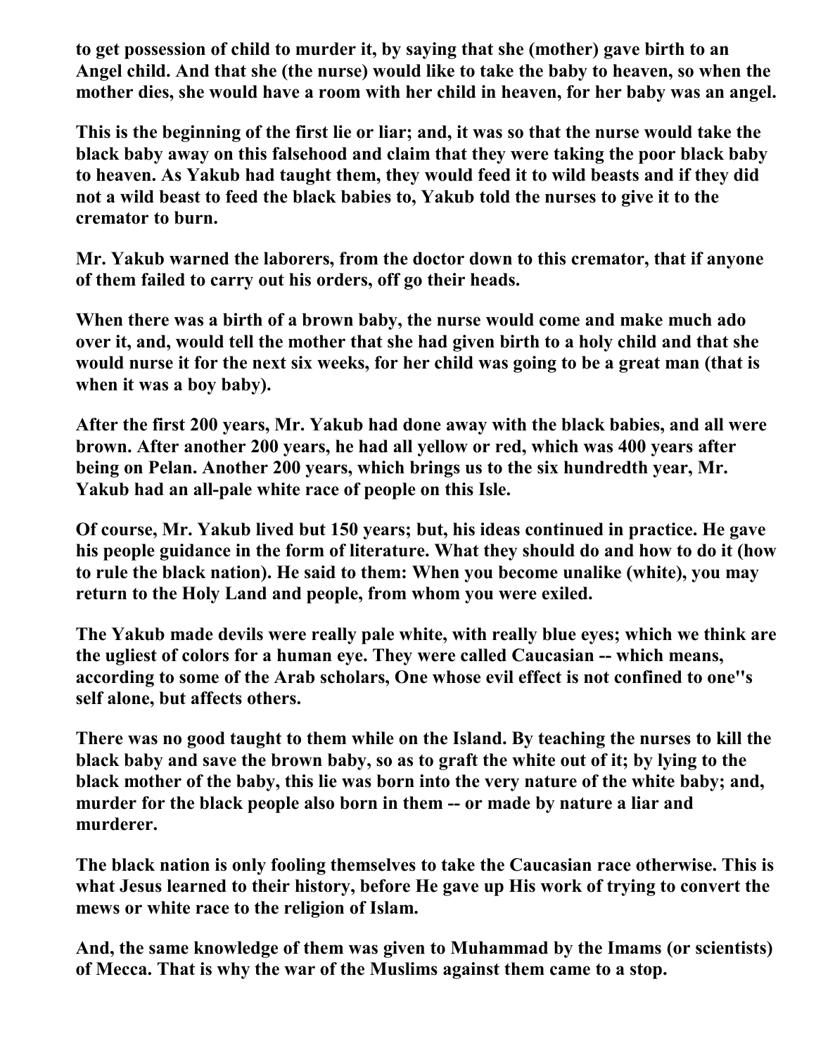**to get possession of child to murder it, by saying that she (mother) gave birth to an Angel child. And that she (the nurse) would like to take the baby to heaven, so when the mother dies, she would have a room with her child in heaven, for her baby was an angel.**

**This is the beginning of the first lie or liar; and, it was so that the nurse would take the black baby away on this falsehood and claim that they were taking the poor black baby to heaven. As Yakub had taught them, they would feed it to wild beasts and if they did not a wild beast to feed the black babies to, Yakub told the nurses to give it to the cremator to burn.**

**Mr. Yakub warned the laborers, from the doctor down to this cremator, that if anyone of them failed to carry out his orders, off go their heads.**

**When there was a birth of a brown baby, the nurse would come and make much ado over it, and, would tell the mother that she had given birth to a holy child and that she would nurse it for the next six weeks, for her child was going to be a great man (that is when it was a boy baby).**

**After the first 200 years, Mr. Yakub had done away with the black babies, and all were brown. After another 200 years, he had all yellow or red, which was 400 years after being on Pelan. Another 200 years, which brings us to the six hundredth year, Mr. Yakub had an all-pale white race of people on this Isle.**

**Of course, Mr. Yakub lived but 150 years; but, his ideas continued in practice. He gave his people guidance in the form of literature. What they should do and how to do it (how to rule the black nation). He said to them: When you become unalike (white), you may return to the Holy Land and people, from whom you were exiled.**

**The Yakub made devils were really pale white, with really blue eyes; which we think are the ugliest of colors for a human eye. They were called Caucasian -- which means, according to some of the Arab scholars, One whose evil effect is not confined to one''s self alone, but affects others.**

**There was no good taught to them while on the Island. By teaching the nurses to kill the black baby and save the brown baby, so as to graft the white out of it; by lying to the black mother of the baby, this lie was born into the very nature of the white baby; and, murder for the black people also born in them -- or made by nature a liar and murderer.**

**The black nation is only fooling themselves to take the Caucasian race otherwise. This is what Jesus learned to their history, before He gave up His work of trying to convert the mews or white race to the religion of Islam.**

**And, the same knowledge of them was given to Muhammad by the Imams (or scientists) of Mecca. That is why the war of the Muslims against them came to a stop.**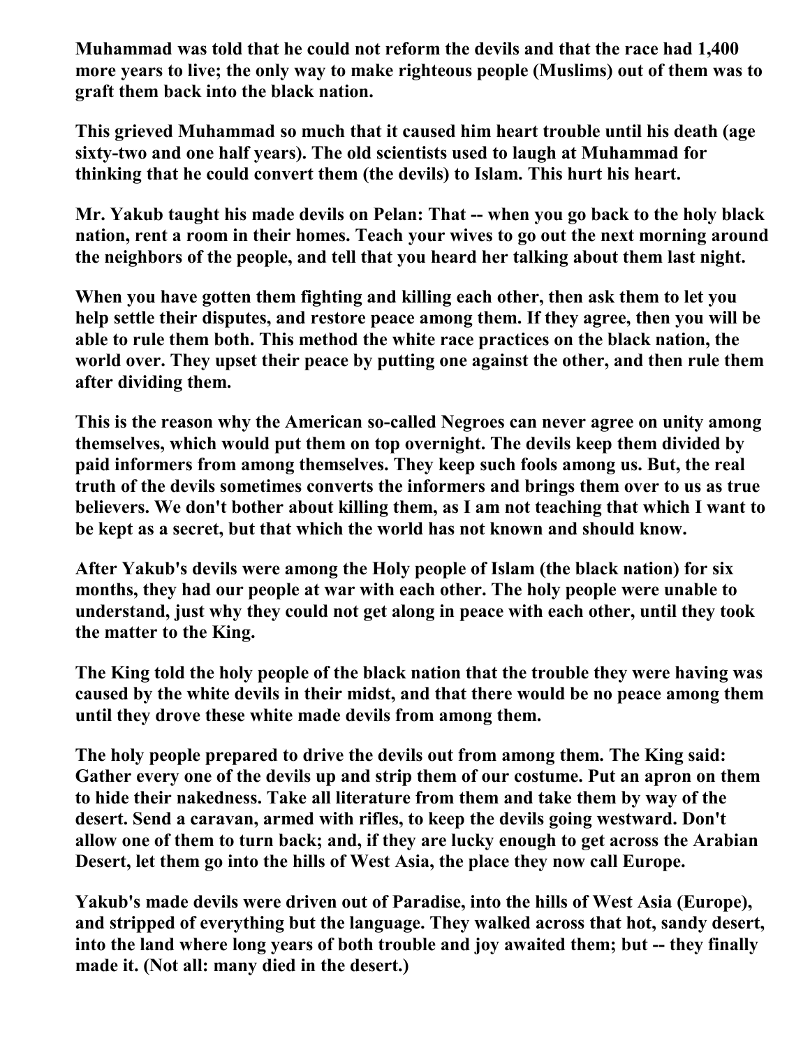**Muhammad was told that he could not reform the devils and that the race had 1,400 more years to live; the only way to make righteous people (Muslims) out of them was to graft them back into the black nation.**

**This grieved Muhammad so much that it caused him heart trouble until his death (age sixty-two and one half years). The old scientists used to laugh at Muhammad for thinking that he could convert them (the devils) to Islam. This hurt his heart.**

**Mr. Yakub taught his made devils on Pelan: That -- when you go back to the holy black nation, rent a room in their homes. Teach your wives to go out the next morning around the neighbors of the people, and tell that you heard her talking about them last night.**

**When you have gotten them fighting and killing each other, then ask them to let you help settle their disputes, and restore peace among them. If they agree, then you will be able to rule them both. This method the white race practices on the black nation, the world over. They upset their peace by putting one against the other, and then rule them after dividing them.**

**This is the reason why the American so-called Negroes can never agree on unity among themselves, which would put them on top overnight. The devils keep them divided by paid informers from among themselves. They keep such fools among us. But, the real truth of the devils sometimes converts the informers and brings them over to us as true believers. We don't bother about killing them, as I am not teaching that which I want to be kept as a secret, but that which the world has not known and should know.**

**After Yakub's devils were among the Holy people of Islam (the black nation) for six months, they had our people at war with each other. The holy people were unable to understand, just why they could not get along in peace with each other, until they took the matter to the King.**

**The King told the holy people of the black nation that the trouble they were having was caused by the white devils in their midst, and that there would be no peace among them until they drove these white made devils from among them.**

**The holy people prepared to drive the devils out from among them. The King said: Gather every one of the devils up and strip them of our costume. Put an apron on them to hide their nakedness. Take all literature from them and take them by way of the desert. Send a caravan, armed with rifles, to keep the devils going westward. Don't allow one of them to turn back; and, if they are lucky enough to get across the Arabian Desert, let them go into the hills of West Asia, the place they now call Europe.**

**Yakub's made devils were driven out of Paradise, into the hills of West Asia (Europe), and stripped of everything but the language. They walked across that hot, sandy desert, into the land where long years of both trouble and joy awaited them; but -- they finally made it. (Not all: many died in the desert.)**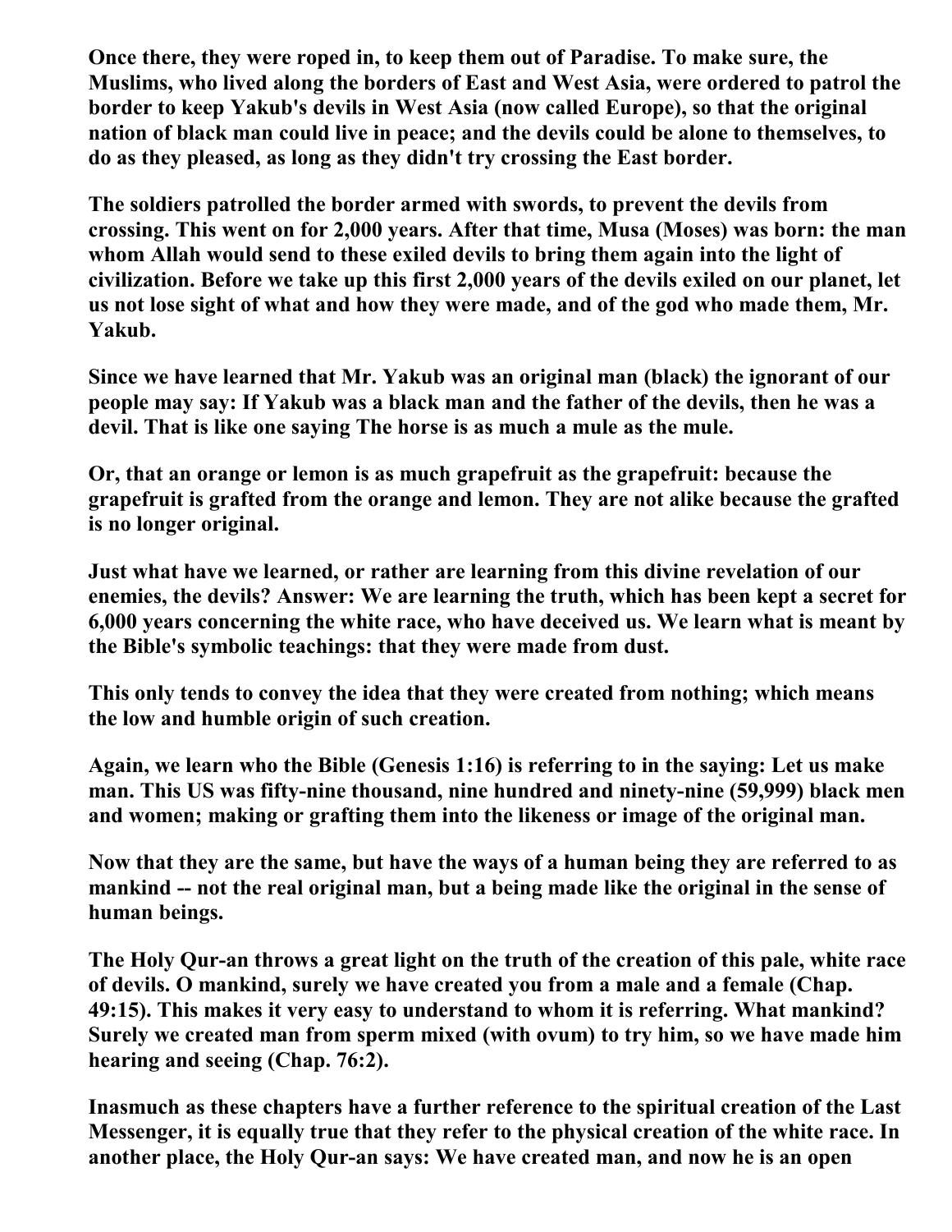**Once there, they were roped in, to keep them out of Paradise. To make sure, the Muslims, who lived along the borders of East and West Asia, were ordered to patrol the border to keep Yakub's devils in West Asia (now called Europe), so that the original nation of black man could live in peace; and the devils could be alone to themselves, to do as they pleased, as long as they didn't try crossing the East border.**

**The soldiers patrolled the border armed with swords, to prevent the devils from crossing. This went on for 2,000 years. After that time, Musa (Moses) was born: the man whom Allah would send to these exiled devils to bring them again into the light of civilization. Before we take up this first 2,000 years of the devils exiled on our planet, let us not lose sight of what and how they were made, and of the god who made them, Mr. Yakub.**

**Since we have learned that Mr. Yakub was an original man (black) the ignorant of our people may say: If Yakub was a black man and the father of the devils, then he was a devil. That is like one saying The horse is as much a mule as the mule.**

**Or, that an orange or lemon is as much grapefruit as the grapefruit: because the grapefruit is grafted from the orange and lemon. They are not alike because the grafted is no longer original.**

**Just what have we learned, or rather are learning from this divine revelation of our enemies, the devils? Answer: We are learning the truth, which has been kept a secret for 6,000 years concerning the white race, who have deceived us. We learn what is meant by the Bible's symbolic teachings: that they were made from dust.**

**This only tends to convey the idea that they were created from nothing; which means the low and humble origin of such creation.**

**Again, we learn who the Bible (Genesis 1:16) is referring to in the saying: Let us make man. This US was fifty-nine thousand, nine hundred and ninety-nine (59,999) black men and women; making or grafting them into the likeness or image of the original man.**

**Now that they are the same, but have the ways of a human being they are referred to as mankind -- not the real original man, but a being made like the original in the sense of human beings.**

**The Holy Qur-an throws a great light on the truth of the creation of this pale, white race of devils. O mankind, surely we have created you from a male and a female (Chap. 49:15). This makes it very easy to understand to whom it is referring. What mankind? Surely we created man from sperm mixed (with ovum) to try him, so we have made him hearing and seeing (Chap. 76:2).**

**Inasmuch as these chapters have a further reference to the spiritual creation of the Last Messenger, it is equally true that they refer to the physical creation of the white race. In another place, the Holy Qur-an says: We have created man, and now he is an open**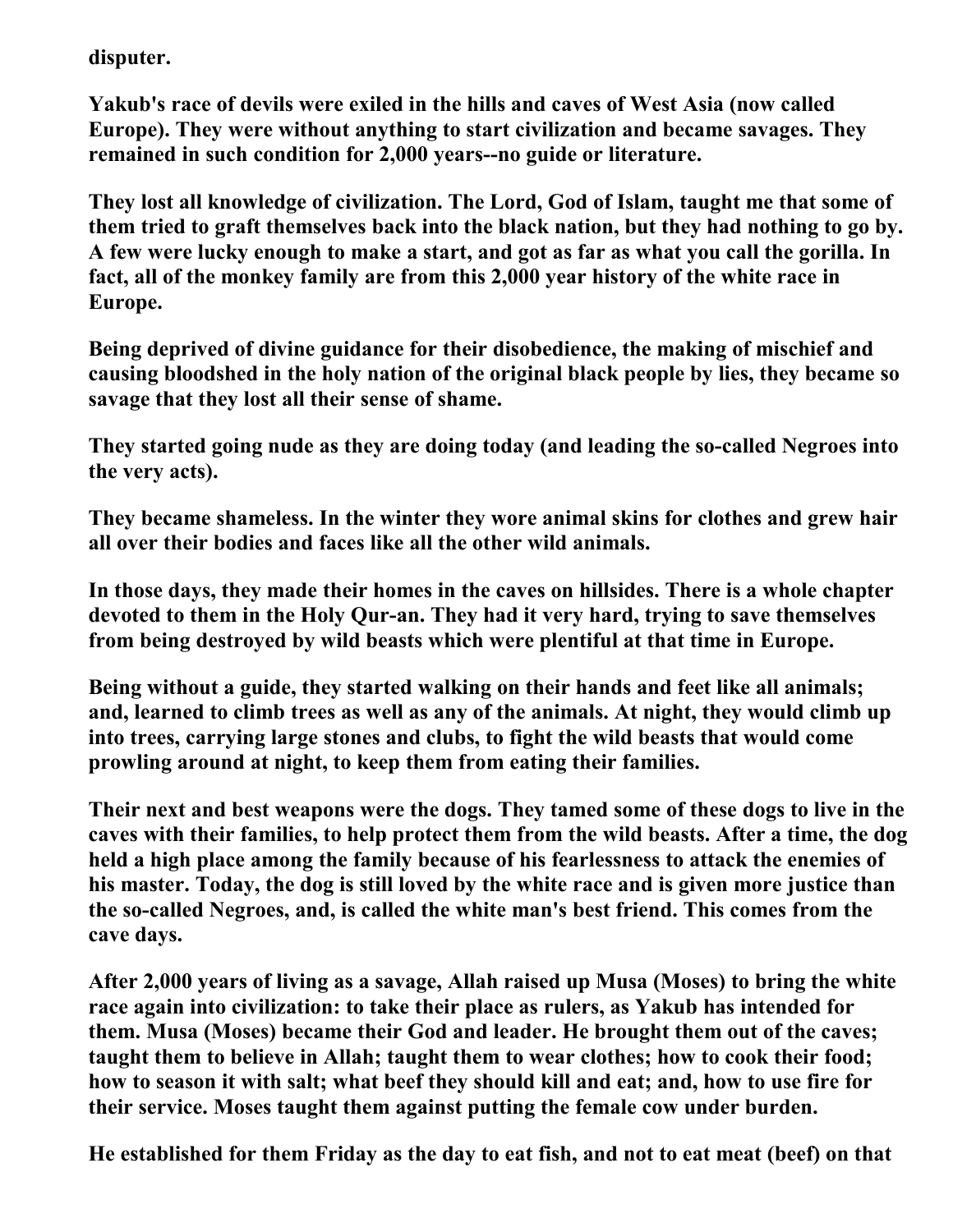**disputer.**

**Yakub's race of devils were exiled in the hills and caves of West Asia (now called Europe). They were without anything to start civilization and became savages. They remained in such condition for 2,000 years--no guide or literature.**

**They lost all knowledge of civilization. The Lord, God of Islam, taught me that some of them tried to graft themselves back into the black nation, but they had nothing to go by. A few were lucky enough to make a start, and got as far as what you call the gorilla. In fact, all of the monkey family are from this 2,000 year history of the white race in Europe.**

**Being deprived of divine guidance for their disobedience, the making of mischief and causing bloodshed in the holy nation of the original black people by lies, they became so savage that they lost all their sense of shame.**

**They started going nude as they are doing today (and leading the so-called Negroes into the very acts).**

**They became shameless. In the winter they wore animal skins for clothes and grew hair all over their bodies and faces like all the other wild animals.**

**In those days, they made their homes in the caves on hillsides. There is a whole chapter devoted to them in the Holy Qur-an. They had it very hard, trying to save themselves from being destroyed by wild beasts which were plentiful at that time in Europe.**

**Being without a guide, they started walking on their hands and feet like all animals; and, learned to climb trees as well as any of the animals. At night, they would climb up into trees, carrying large stones and clubs, to fight the wild beasts that would come prowling around at night, to keep them from eating their families.**

**Their next and best weapons were the dogs. They tamed some of these dogs to live in the caves with their families, to help protect them from the wild beasts. After a time, the dog held a high place among the family because of his fearlessness to attack the enemies of his master. Today, the dog is still loved by the white race and is given more justice than the so-called Negroes, and, is called the white man's best friend. This comes from the cave days.**

**After 2,000 years of living as a savage, Allah raised up Musa (Moses) to bring the white race again into civilization: to take their place as rulers, as Yakub has intended for them. Musa (Moses) became their God and leader. He brought them out of the caves; taught them to believe in Allah; taught them to wear clothes; how to cook their food; how to season it with salt; what beef they should kill and eat; and, how to use fire for their service. Moses taught them against putting the female cow under burden.**

**He established for them Friday as the day to eat fish, and not to eat meat (beef) on that**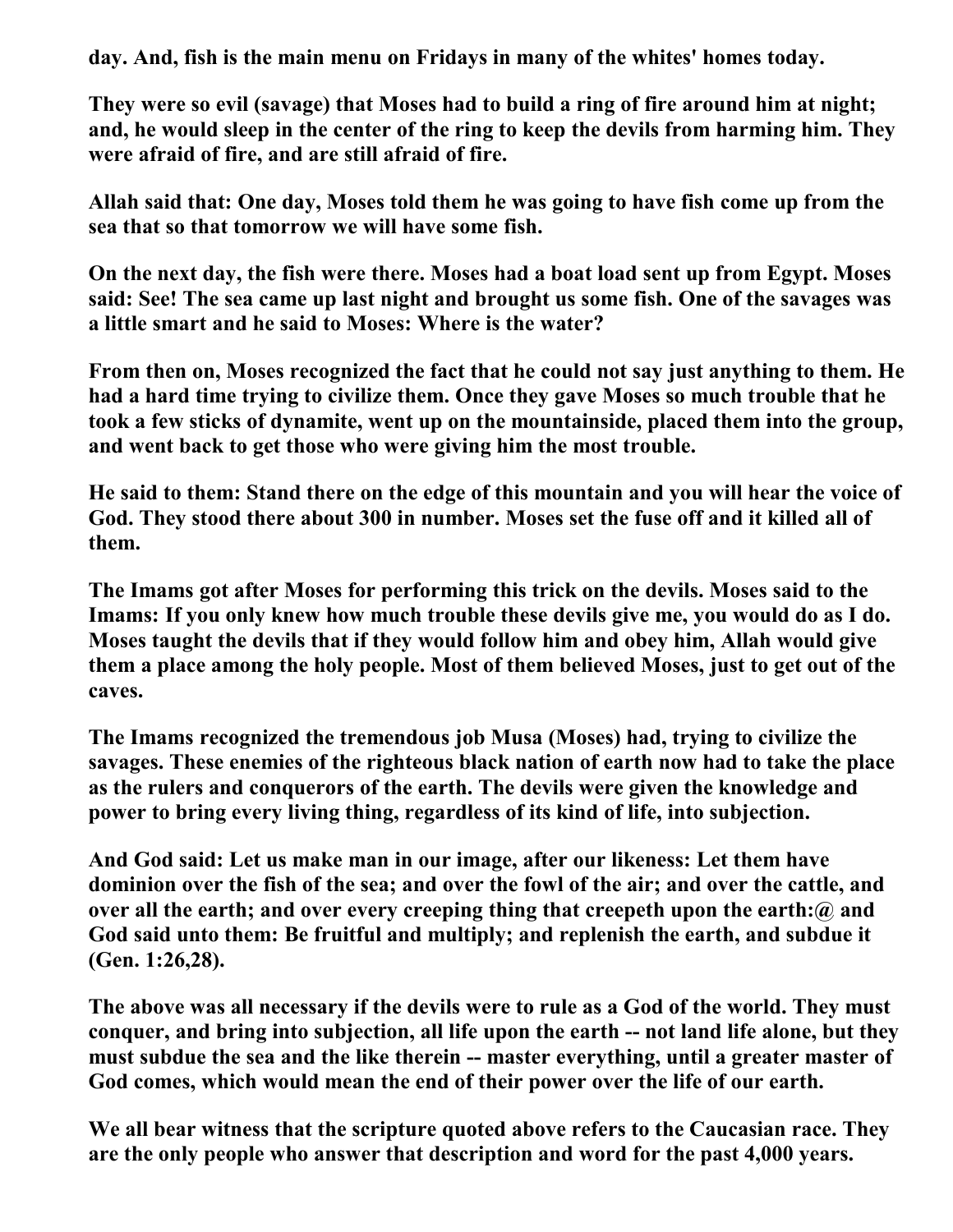**day. And, fish is the main menu on Fridays in many of the whites' homes today.**

**They were so evil (savage) that Moses had to build a ring of fire around him at night; and, he would sleep in the center of the ring to keep the devils from harming him. They were afraid of fire, and are still afraid of fire.**

**Allah said that: One day, Moses told them he was going to have fish come up from the sea that so that tomorrow we will have some fish.**

**On the next day, the fish were there. Moses had a boat load sent up from Egypt. Moses said: See! The sea came up last night and brought us some fish. One of the savages was a little smart and he said to Moses: Where is the water?**

**From then on, Moses recognized the fact that he could not say just anything to them. He had a hard time trying to civilize them. Once they gave Moses so much trouble that he took a few sticks of dynamite, went up on the mountainside, placed them into the group, and went back to get those who were giving him the most trouble.**

**He said to them: Stand there on the edge of this mountain and you will hear the voice of God. They stood there about 300 in number. Moses set the fuse off and it killed all of them.**

**The Imams got after Moses for performing this trick on the devils. Moses said to the Imams: If you only knew how much trouble these devils give me, you would do as I do. Moses taught the devils that if they would follow him and obey him, Allah would give them a place among the holy people. Most of them believed Moses, just to get out of the caves.**

**The Imams recognized the tremendous job Musa (Moses) had, trying to civilize the savages. These enemies of the righteous black nation of earth now had to take the place as the rulers and conquerors of the earth. The devils were given the knowledge and power to bring every living thing, regardless of its kind of life, into subjection.**

**And God said: Let us make man in our image, after our likeness: Let them have dominion over the fish of the sea; and over the fowl of the air; and over the cattle, and over all the earth; and over every creeping thing that creepeth upon the earth:@ and God said unto them: Be fruitful and multiply; and replenish the earth, and subdue it (Gen. 1:26,28).**

**The above was all necessary if the devils were to rule as a God of the world. They must conquer, and bring into subjection, all life upon the earth -- not land life alone, but they must subdue the sea and the like therein -- master everything, until a greater master of God comes, which would mean the end of their power over the life of our earth.**

**We all bear witness that the scripture quoted above refers to the Caucasian race. They are the only people who answer that description and word for the past 4,000 years.**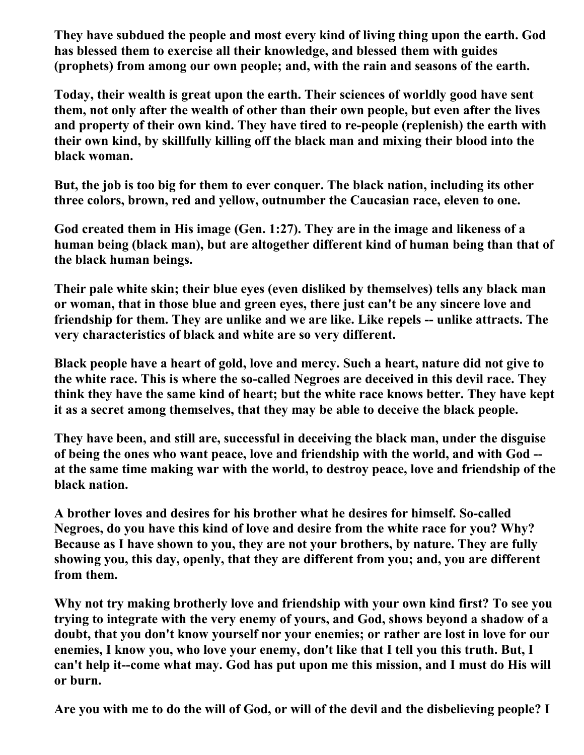**They have subdued the people and most every kind of living thing upon the earth. God has blessed them to exercise all their knowledge, and blessed them with guides (prophets) from among our own people; and, with the rain and seasons of the earth.**

**Today, their wealth is great upon the earth. Their sciences of worldly good have sent them, not only after the wealth of other than their own people, but even after the lives and property of their own kind. They have tired to re-people (replenish) the earth with their own kind, by skillfully killing off the black man and mixing their blood into the black woman.**

**But, the job is too big for them to ever conquer. The black nation, including its other three colors, brown, red and yellow, outnumber the Caucasian race, eleven to one.**

**God created them in His image (Gen. 1:27). They are in the image and likeness of a human being (black man), but are altogether different kind of human being than that of the black human beings.**

**Their pale white skin; their blue eyes (even disliked by themselves) tells any black man or woman, that in those blue and green eyes, there just can't be any sincere love and friendship for them. They are unlike and we are like. Like repels -- unlike attracts. The very characteristics of black and white are so very different.**

**Black people have a heart of gold, love and mercy. Such a heart, nature did not give to the white race. This is where the so-called Negroes are deceived in this devil race. They think they have the same kind of heart; but the white race knows better. They have kept it as a secret among themselves, that they may be able to deceive the black people.**

**They have been, and still are, successful in deceiving the black man, under the disguise of being the ones who want peace, love and friendship with the world, and with God -- at the same time making war with the world, to destroy peace, love and friendship of the black nation.**

**A brother loves and desires for his brother what he desires for himself. So-called Negroes, do you have this kind of love and desire from the white race for you? Why? Because as I have shown to you, they are not your brothers, by nature. They are fully showing you, this day, openly, that they are different from you; and, you are different from them.**

**Why not try making brotherly love and friendship with your own kind first? To see you trying to integrate with the very enemy of yours, and God, shows beyond a shadow of a doubt, that you don't know yourself nor your enemies; or rather are lost in love for our enemies, I know you, who love your enemy, don't like that I tell you this truth. But, I can't help it--come what may. God has put upon me this mission, and I must do His will or burn.**

**Are you with me to do the will of God, or will of the devil and the disbelieving people? I**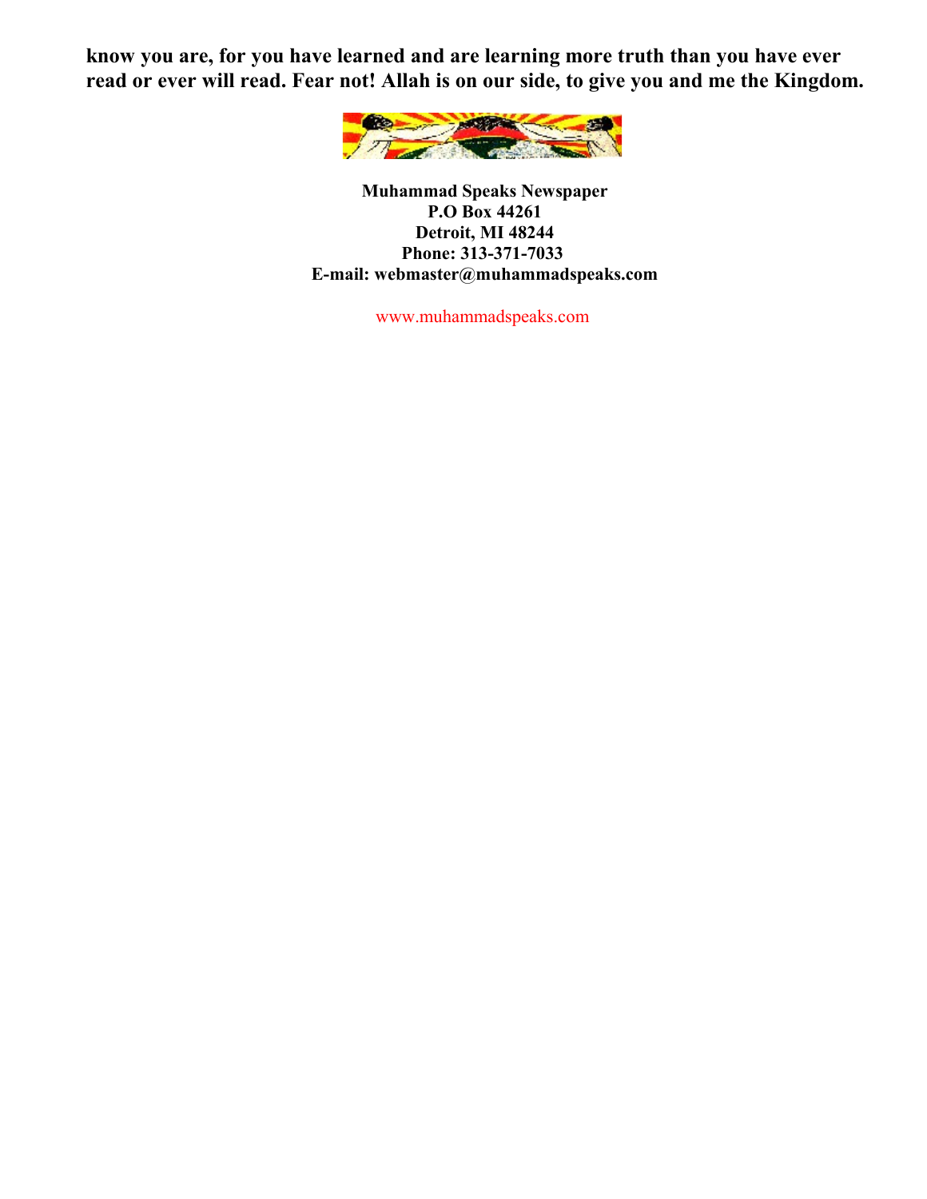**know you are, for you have learned and are learning more truth than you have ever read or ever will read. Fear not! Allah is on our side, to give you and me the Kingdom.**

**Muhammad Speaks Newspaper**
**P.O Box 44261**
**Detroit, MI 48244**
**Phone: 313-371-7033**
**E-mail: webmaster@muhammadspeaks.com**

www.muhammadspeaks.com